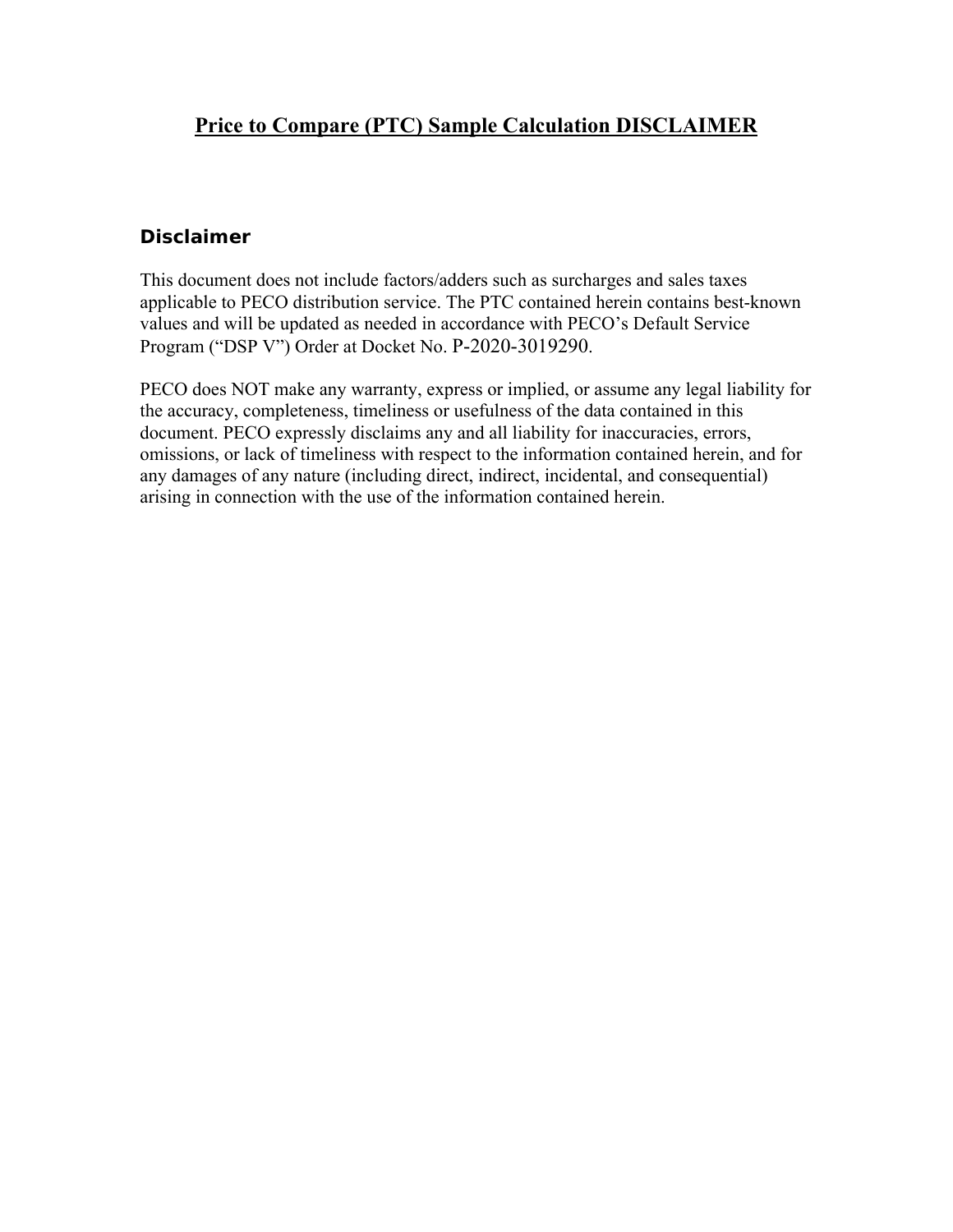# Price to Compare (PTC) Sample Calculation DISCLAIMER

## Disclaimer

This document does not include factors/adders such as surcharges and sales taxes applicable to PECO distribution service. The PTC contained herein contains best-known values and will be updated as needed in accordance with PECO's Default Service Program ("DSP V") Order at Docket No. P-2020-3019290.

PECO does NOT make any warranty, express or implied, or assume any legal liability for the accuracy, completeness, timeliness or usefulness of the data contained in this document. PECO expressly disclaims any and all liability for inaccuracies, errors, omissions, or lack of timeliness with respect to the information contained herein, and for any damages of any nature (including direct, indirect, incidental, and consequential) arising in connection with the use of the information contained herein.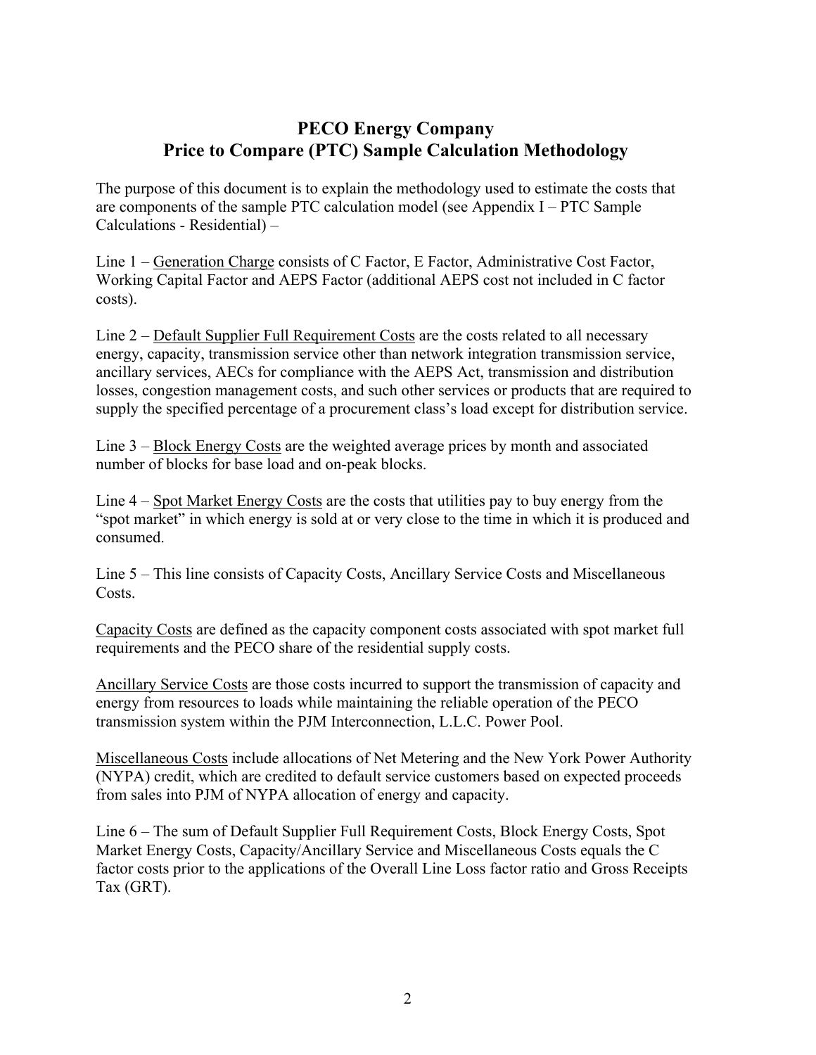# PECO Energy Company
## Price to Compare (PTC) Sample Calculation Methodology

The purpose of this document is to explain the methodology used to estimate the costs that are components of the sample PTC calculation model (see Appendix I – PTC Sample Calculations - Residential) –

Line 1 – Generation Charge consists of C Factor, E Factor, Administrative Cost Factor, Working Capital Factor and AEPS Factor (additional AEPS cost not included in C factor costs).

Line 2 – Default Supplier Full Requirement Costs are the costs related to all necessary energy, capacity, transmission service other than network integration transmission service, ancillary services, AECs for compliance with the AEPS Act, transmission and distribution losses, congestion management costs, and such other services or products that are required to supply the specified percentage of a procurement class's load except for distribution service.

Line 3 – Block Energy Costs are the weighted average prices by month and associated number of blocks for base load and on-peak blocks.

Line 4 – Spot Market Energy Costs are the costs that utilities pay to buy energy from the "spot market" in which energy is sold at or very close to the time in which it is produced and consumed.

Line 5 – This line consists of Capacity Costs, Ancillary Service Costs and Miscellaneous Costs.

Capacity Costs are defined as the capacity component costs associated with spot market full requirements and the PECO share of the residential supply costs.

Ancillary Service Costs are those costs incurred to support the transmission of capacity and energy from resources to loads while maintaining the reliable operation of the PECO transmission system within the PJM Interconnection, L.L.C. Power Pool.

Miscellaneous Costs include allocations of Net Metering and the New York Power Authority (NYPA) credit, which are credited to default service customers based on expected proceeds from sales into PJM of NYPA allocation of energy and capacity.

Line 6 – The sum of Default Supplier Full Requirement Costs, Block Energy Costs, Spot Market Energy Costs, Capacity/Ancillary Service and Miscellaneous Costs equals the C factor costs prior to the applications of the Overall Line Loss factor ratio and Gross Receipts Tax (GRT).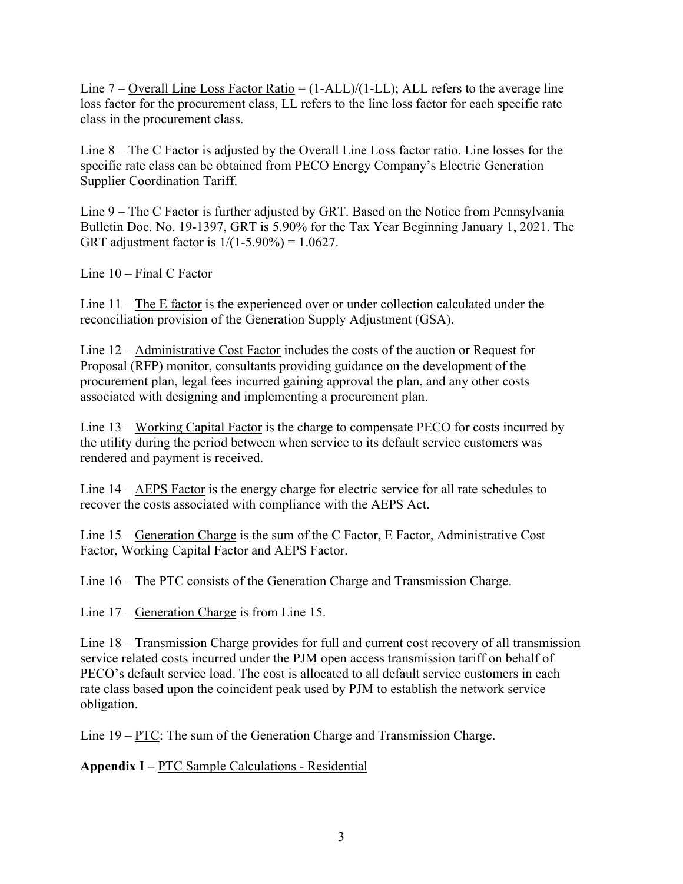Line 7 – Overall Line Loss Factor Ratio = (1-ALL)/(1-LL); ALL refers to the average line loss factor for the procurement class, LL refers to the line loss factor for each specific rate class in the procurement class.

Line 8 – The C Factor is adjusted by the Overall Line Loss factor ratio. Line losses for the specific rate class can be obtained from PECO Energy Company's Electric Generation Supplier Coordination Tariff.

Line 9 – The C Factor is further adjusted by GRT. Based on the Notice from Pennsylvania Bulletin Doc. No. 19-1397, GRT is 5.90% for the Tax Year Beginning January 1, 2021. The GRT adjustment factor is 1/(1-5.90%) = 1.0627.

Line 10 – Final C Factor

Line 11 – The E factor is the experienced over or under collection calculated under the reconciliation provision of the Generation Supply Adjustment (GSA).

Line 12 – Administrative Cost Factor includes the costs of the auction or Request for Proposal (RFP) monitor, consultants providing guidance on the development of the procurement plan, legal fees incurred gaining approval the plan, and any other costs associated with designing and implementing a procurement plan.

Line 13 – Working Capital Factor is the charge to compensate PECO for costs incurred by the utility during the period between when service to its default service customers was rendered and payment is received.

Line 14 – AEPS Factor is the energy charge for electric service for all rate schedules to recover the costs associated with compliance with the AEPS Act.

Line 15 – Generation Charge is the sum of the C Factor, E Factor, Administrative Cost Factor, Working Capital Factor and AEPS Factor.

Line 16 – The PTC consists of the Generation Charge and Transmission Charge.

Line 17 – Generation Charge is from Line 15.

Line 18 – Transmission Charge provides for full and current cost recovery of all transmission service related costs incurred under the PJM open access transmission tariff on behalf of PECO's default service load. The cost is allocated to all default service customers in each rate class based upon the coincident peak used by PJM to establish the network service obligation.

Line 19 – PTC: The sum of the Generation Charge and Transmission Charge.

**Appendix I –** PTC Sample Calculations - Residential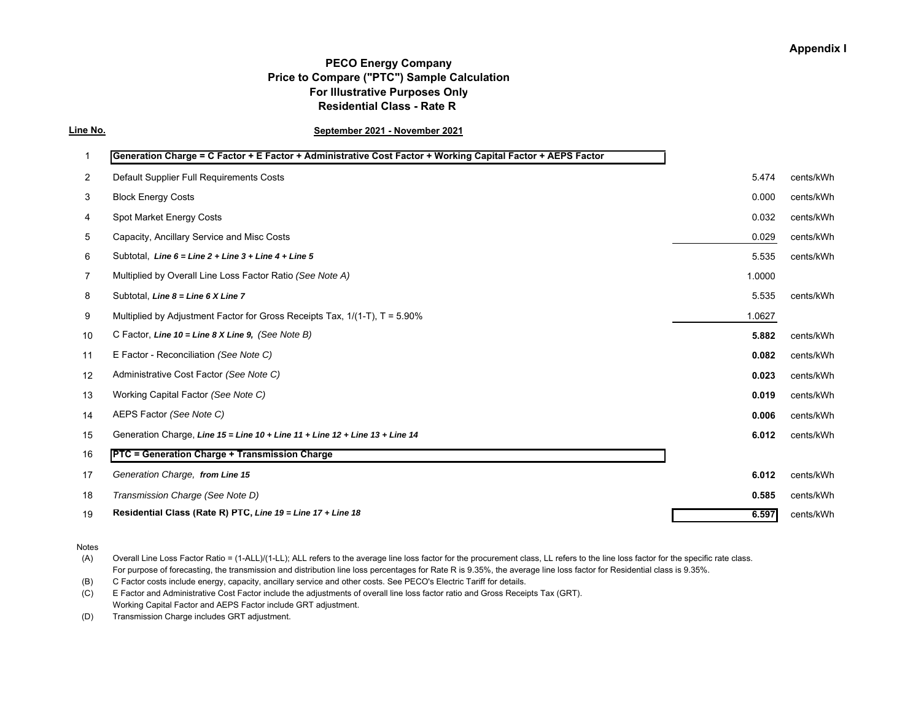**Appendix I**

# PECO Energy Company
## Price to Compare ("PTC") Sample Calculation
## For Illustrative Purposes Only
## Residential Class - Rate R

| Line No. | September 2021 - November 2021 | | |
|---|---|---|---|
| 1 | **Generation Charge = C Factor + E Factor + Administrative Cost Factor + Working Capital Factor + AEPS Factor** | | |
| 2 | Default Supplier Full Requirements Costs | 5.474 | cents/kWh |
| 3 | Block Energy Costs | 0.000 | cents/kWh |
| 4 | Spot Market Energy Costs | 0.032 | cents/kWh |
| 5 | Capacity, Ancillary Service and Misc Costs | 0.029 | cents/kWh |
| 6 | Subtotal, ***Line 6 = Line 2 + Line 3 + Line 4 + Line 5*** | 5.535 | cents/kWh |
| 7 | Multiplied by Overall Line Loss Factor Ratio *(See Note A)* | 1.0000 | |
| 8 | Subtotal, ***Line 8 = Line 6 X Line 7*** | 5.535 | cents/kWh |
| 9 | Multiplied by Adjustment Factor for Gross Receipts Tax, 1/(1-T), T = 5.90% | 1.0627 | |
| 10 | C Factor, ***Line 10 = Line 8 X Line 9***, *(See Note B)* | **5.882** | cents/kWh |
| 11 | E Factor - Reconciliation *(See Note C)* | **0.082** | cents/kWh |
| 12 | Administrative Cost Factor *(See Note C)* | **0.023** | cents/kWh |
| 13 | Working Capital Factor *(See Note C)* | **0.019** | cents/kWh |
| 14 | AEPS Factor *(See Note C)* | **0.006** | cents/kWh |
| 15 | Generation Charge, ***Line 15 = Line 10 + Line 11 + Line 12 + Line 13 + Line 14*** | **6.012** | cents/kWh |
| 16 | **PTC = Generation Charge + Transmission Charge** | | |
| 17 | *Generation Charge,* ***from Line 15*** | **6.012** | cents/kWh |
| 18 | *Transmission Charge (See Note D)* | **0.585** | cents/kWh |
| 19 | **Residential Class (Rate R) PTC,** ***Line 19 = Line 17 + Line 18*** | **6.597** | cents/kWh |

Notes

(A) Overall Line Loss Factor Ratio = (1-ALL)/(1-LL); ALL refers to the average line loss factor for the procurement class, LL refers to the line loss factor for the specific rate class. For purpose of forecasting, the transmission and distribution line loss percentages for Rate R is 9.35%, the average line loss factor for Residential class is 9.35%.

(B) C Factor costs include energy, capacity, ancillary service and other costs. See PECO's Electric Tariff for details.

(C) E Factor and Administrative Cost Factor include the adjustments of overall line loss factor ratio and Gross Receipts Tax (GRT). Working Capital Factor and AEPS Factor include GRT adjustment.

(D) Transmission Charge includes GRT adjustment.